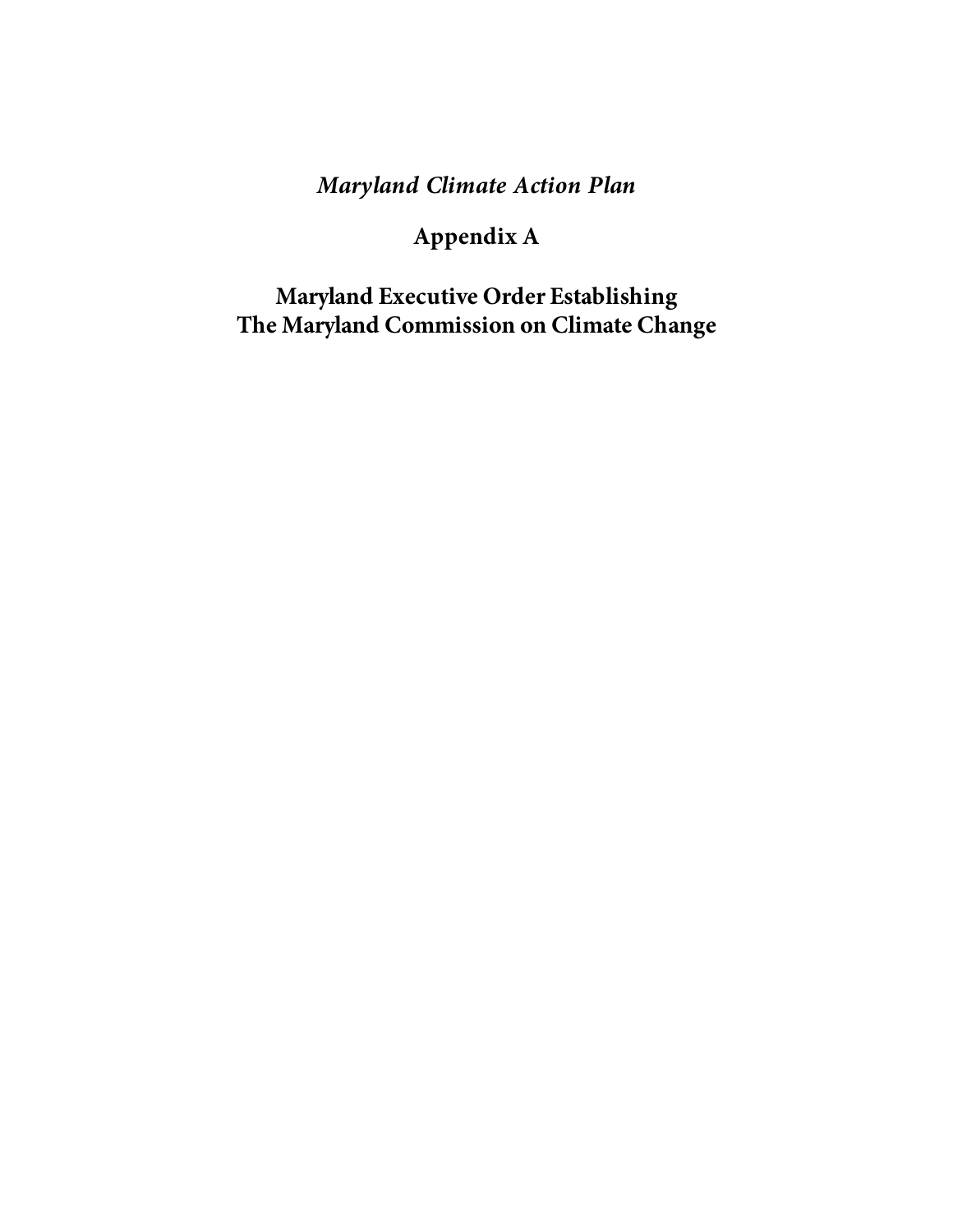*Maryland Climate Action Plan*

# Appendix A

## Maryland Executive Order Establishing The Maryland Commission on Climate Change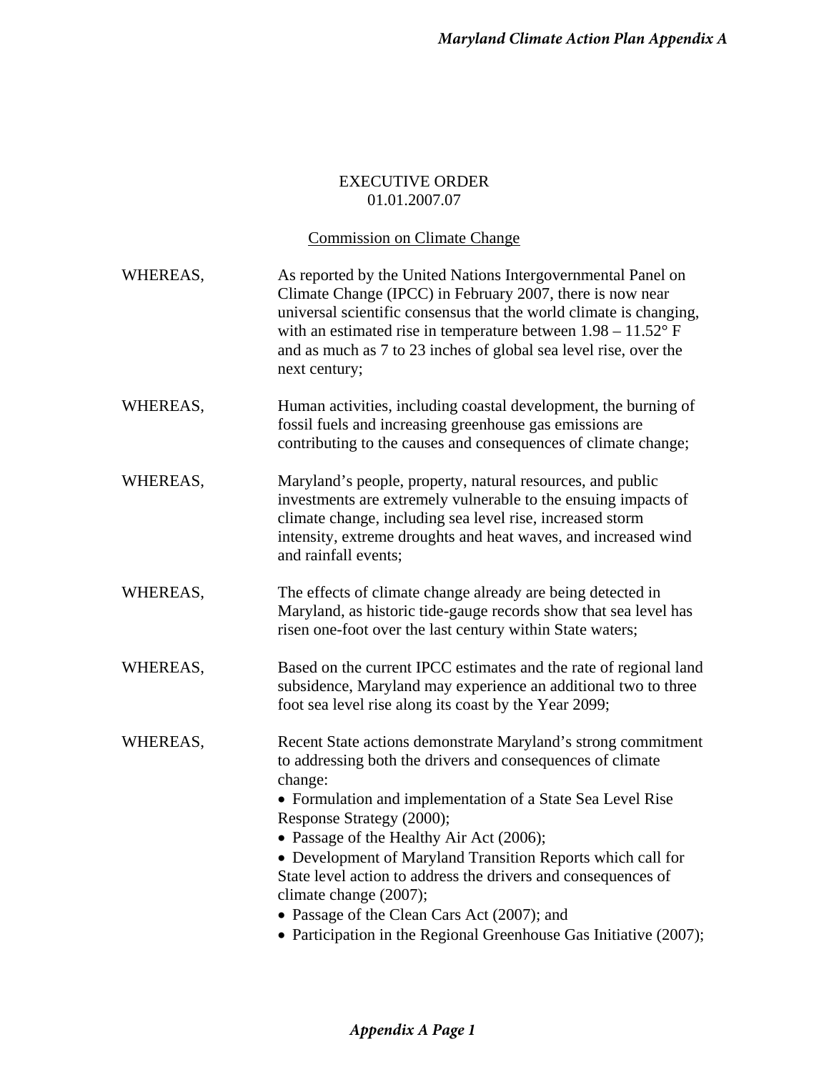# EXECUTIVE ORDER
## 01.01.2007.07

## Commission on Climate Change

WHEREAS, As reported by the United Nations Intergovernmental Panel on Climate Change (IPCC) in February 2007, there is now near universal scientific consensus that the world climate is changing, with an estimated rise in temperature between 1.98 – 11.52° F and as much as 7 to 23 inches of global sea level rise, over the next century;

WHEREAS, Human activities, including coastal development, the burning of fossil fuels and increasing greenhouse gas emissions are contributing to the causes and consequences of climate change;

WHEREAS, Maryland's people, property, natural resources, and public investments are extremely vulnerable to the ensuing impacts of climate change, including sea level rise, increased storm intensity, extreme droughts and heat waves, and increased wind and rainfall events;

WHEREAS, The effects of climate change already are being detected in Maryland, as historic tide-gauge records show that sea level has risen one-foot over the last century within State waters;

WHEREAS, Based on the current IPCC estimates and the rate of regional land subsidence, Maryland may experience an additional two to three foot sea level rise along its coast by the Year 2099;

WHEREAS, Recent State actions demonstrate Maryland's strong commitment to addressing both the drivers and consequences of climate change:

- Formulation and implementation of a State Sea Level Rise Response Strategy (2000);
- Passage of the Healthy Air Act (2006);
- Development of Maryland Transition Reports which call for State level action to address the drivers and consequences of climate change (2007);
- Passage of the Clean Cars Act (2007); and
- Participation in the Regional Greenhouse Gas Initiative (2007);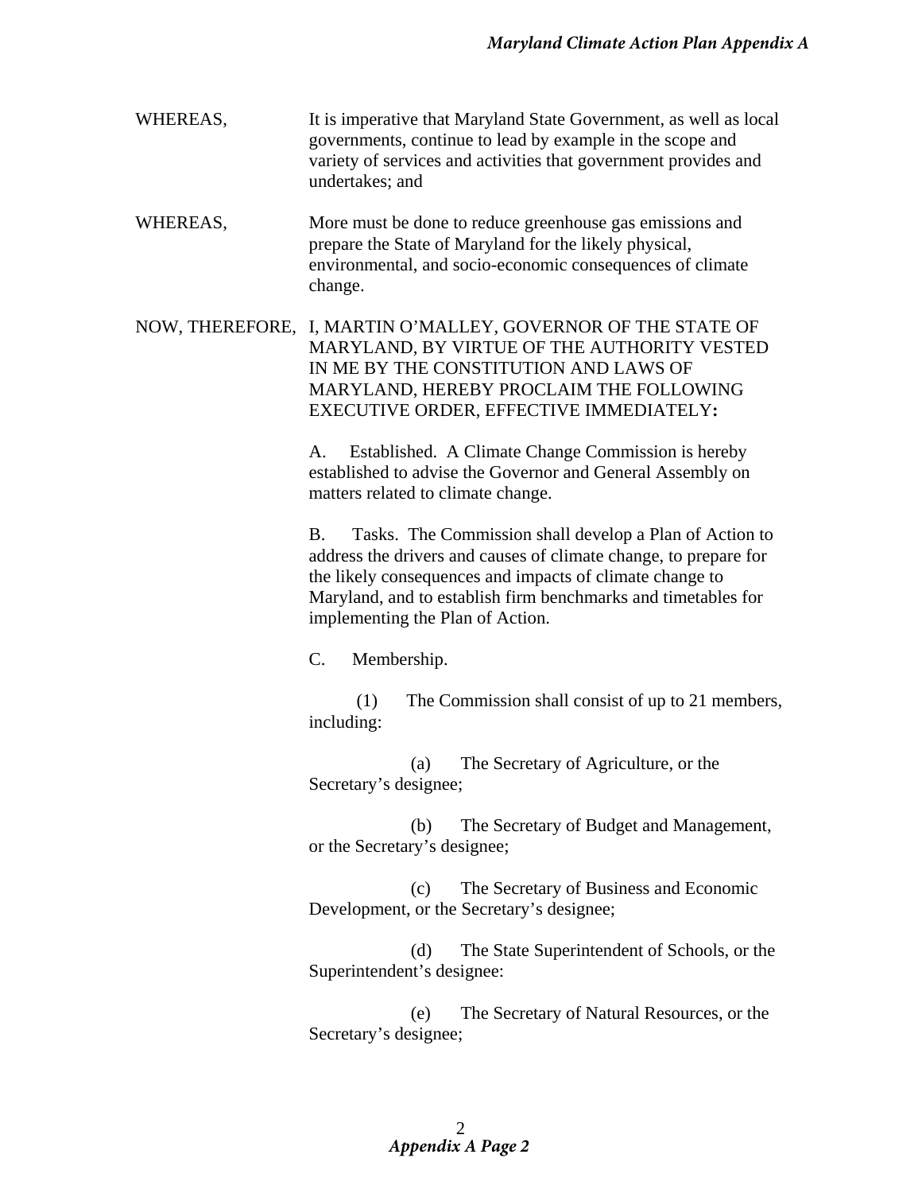WHEREAS, It is imperative that Maryland State Government, as well as local governments, continue to lead by example in the scope and variety of services and activities that government provides and undertakes; and

WHEREAS, More must be done to reduce greenhouse gas emissions and prepare the State of Maryland for the likely physical, environmental, and socio-economic consequences of climate change.

NOW, THEREFORE, I, MARTIN O'MALLEY, GOVERNOR OF THE STATE OF MARYLAND, BY VIRTUE OF THE AUTHORITY VESTED IN ME BY THE CONSTITUTION AND LAWS OF MARYLAND, HEREBY PROCLAIM THE FOLLOWING EXECUTIVE ORDER, EFFECTIVE IMMEDIATELY**:**

A. Established. A Climate Change Commission is hereby established to advise the Governor and General Assembly on matters related to climate change.

B. Tasks. The Commission shall develop a Plan of Action to address the drivers and causes of climate change, to prepare for the likely consequences and impacts of climate change to Maryland, and to establish firm benchmarks and timetables for implementing the Plan of Action.

C. Membership.

(1) The Commission shall consist of up to 21 members, including:

(a) The Secretary of Agriculture, or the Secretary's designee;

(b) The Secretary of Budget and Management, or the Secretary's designee;

(c) The Secretary of Business and Economic Development, or the Secretary's designee;

(d) The State Superintendent of Schools, or the Superintendent's designee:

(e) The Secretary of Natural Resources, or the Secretary's designee;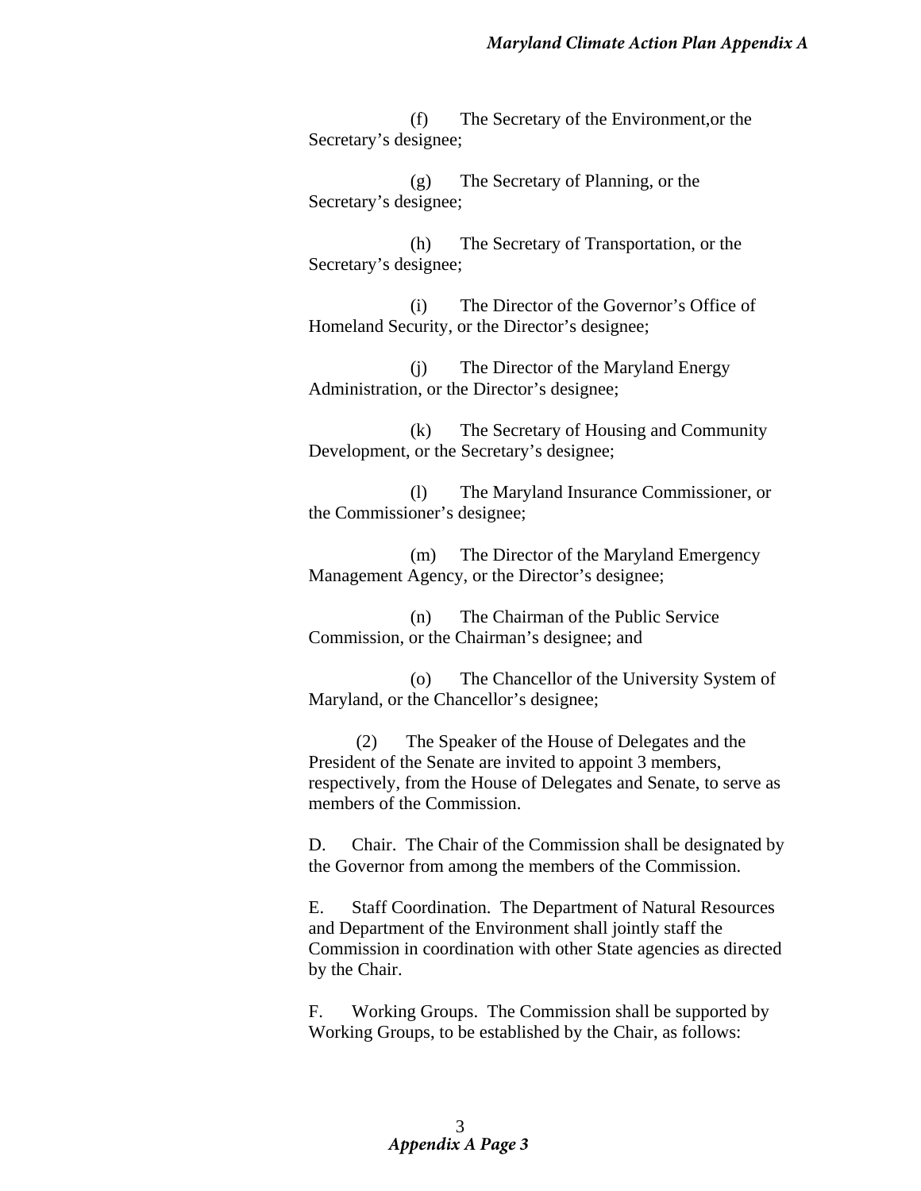(f) The Secretary of the Environment,or the Secretary's designee;

(g) The Secretary of Planning, or the Secretary's designee;

(h) The Secretary of Transportation, or the Secretary's designee;

(i) The Director of the Governor's Office of Homeland Security, or the Director's designee;

(j) The Director of the Maryland Energy Administration, or the Director's designee;

(k) The Secretary of Housing and Community Development, or the Secretary's designee;

(l) The Maryland Insurance Commissioner, or the Commissioner's designee;

(m) The Director of the Maryland Emergency Management Agency, or the Director's designee;

(n) The Chairman of the Public Service Commission, or the Chairman's designee; and

(o) The Chancellor of the University System of Maryland, or the Chancellor's designee;

(2) The Speaker of the House of Delegates and the President of the Senate are invited to appoint 3 members, respectively, from the House of Delegates and Senate, to serve as members of the Commission.

D. Chair. The Chair of the Commission shall be designated by the Governor from among the members of the Commission.

E. Staff Coordination. The Department of Natural Resources and Department of the Environment shall jointly staff the Commission in coordination with other State agencies as directed by the Chair.

F. Working Groups. The Commission shall be supported by Working Groups, to be established by the Chair, as follows: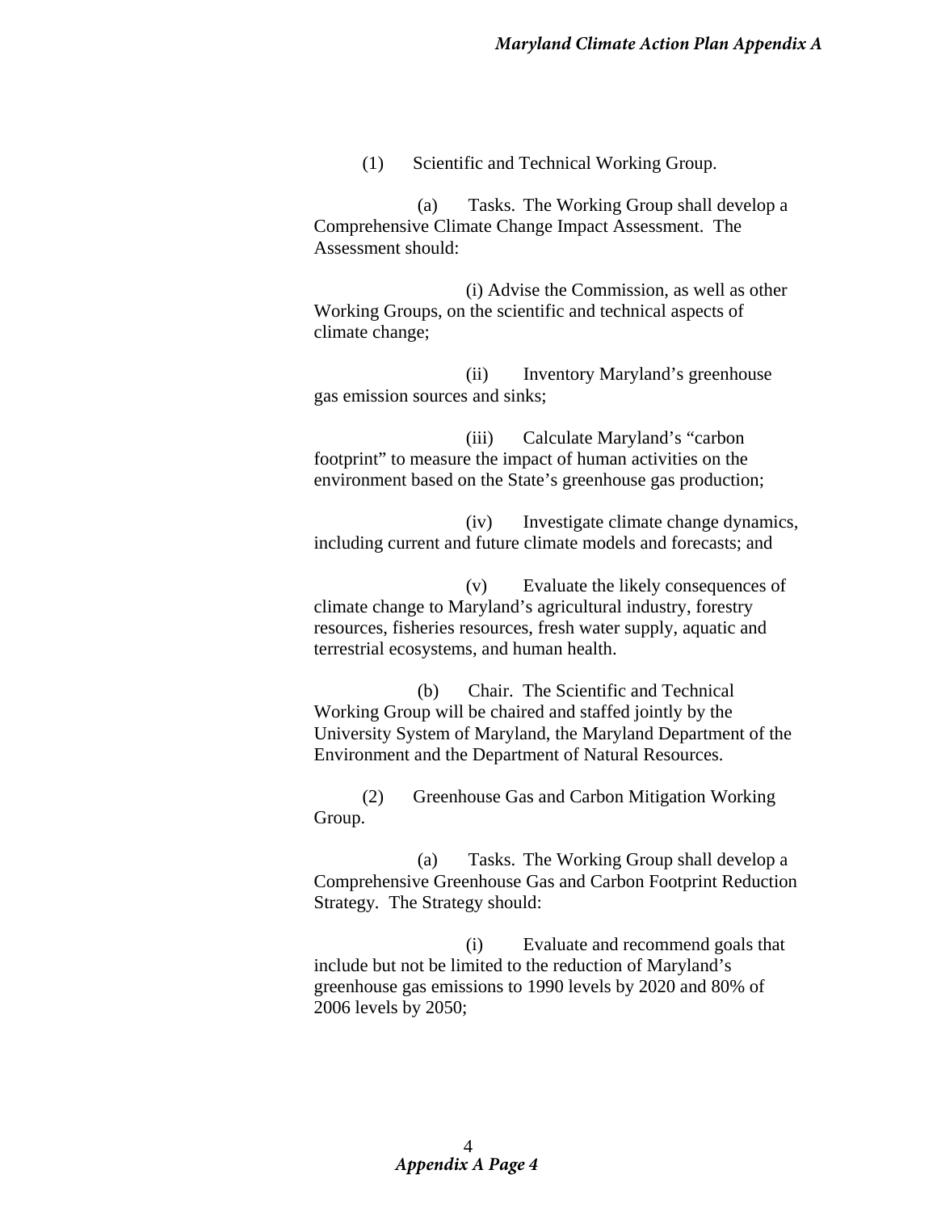(1) Scientific and Technical Working Group.

(a) Tasks. The Working Group shall develop a Comprehensive Climate Change Impact Assessment. The Assessment should:

(i) Advise the Commission, as well as other Working Groups, on the scientific and technical aspects of climate change;

(ii) Inventory Maryland's greenhouse gas emission sources and sinks;

(iii) Calculate Maryland's "carbon footprint" to measure the impact of human activities on the environment based on the State's greenhouse gas production;

(iv) Investigate climate change dynamics, including current and future climate models and forecasts; and

(v) Evaluate the likely consequences of climate change to Maryland's agricultural industry, forestry resources, fisheries resources, fresh water supply, aquatic and terrestrial ecosystems, and human health.

(b) Chair. The Scientific and Technical Working Group will be chaired and staffed jointly by the University System of Maryland, the Maryland Department of the Environment and the Department of Natural Resources.

(2) Greenhouse Gas and Carbon Mitigation Working Group.

(a) Tasks. The Working Group shall develop a Comprehensive Greenhouse Gas and Carbon Footprint Reduction Strategy. The Strategy should:

(i) Evaluate and recommend goals that include but not be limited to the reduction of Maryland's greenhouse gas emissions to 1990 levels by 2020 and 80% of 2006 levels by 2050;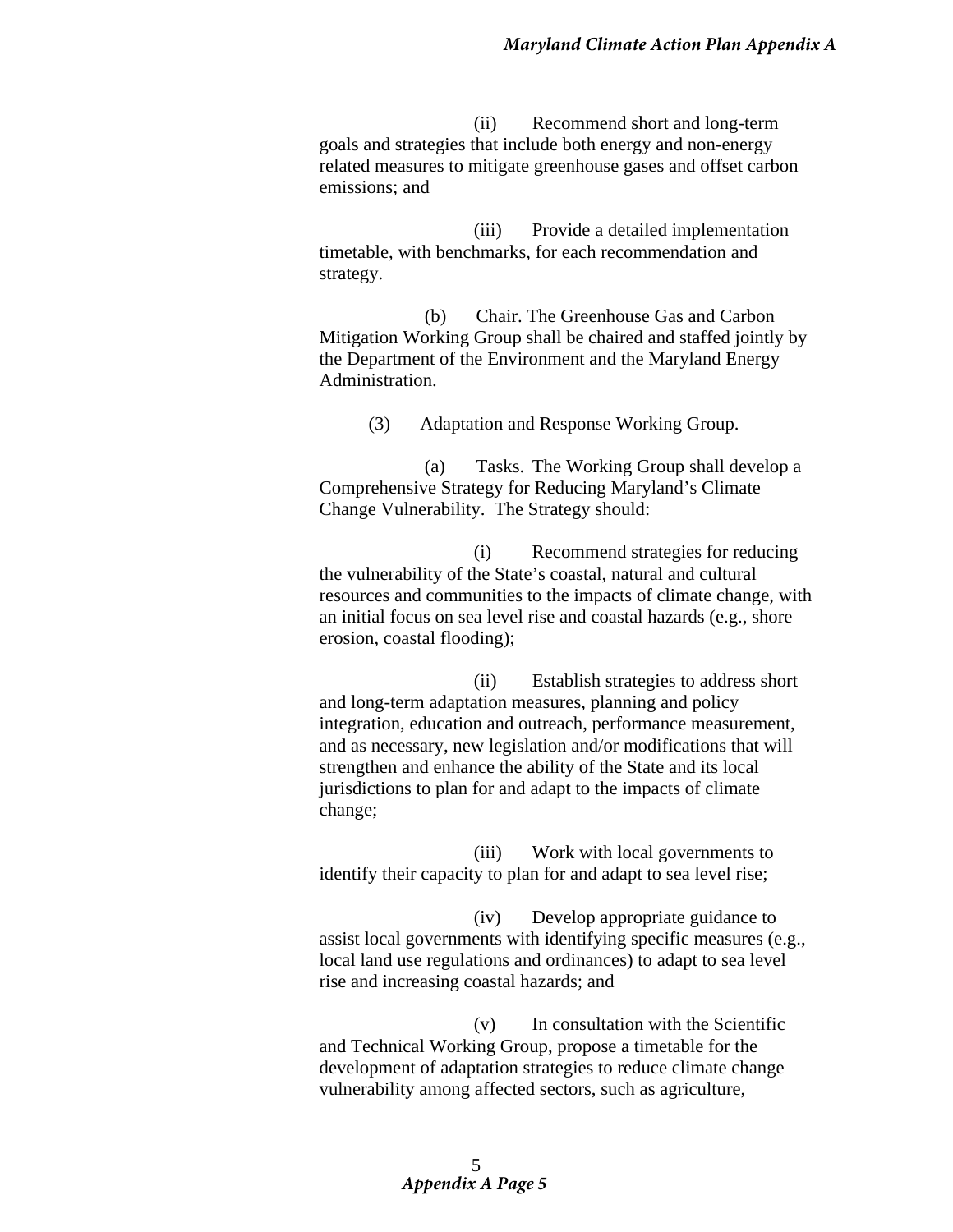(ii) Recommend short and long-term goals and strategies that include both energy and non-energy related measures to mitigate greenhouse gases and offset carbon emissions; and

(iii) Provide a detailed implementation timetable, with benchmarks, for each recommendation and strategy.

(b) Chair. The Greenhouse Gas and Carbon Mitigation Working Group shall be chaired and staffed jointly by the Department of the Environment and the Maryland Energy Administration.

(3) Adaptation and Response Working Group.

(a) Tasks. The Working Group shall develop a Comprehensive Strategy for Reducing Maryland's Climate Change Vulnerability. The Strategy should:

(i) Recommend strategies for reducing the vulnerability of the State's coastal, natural and cultural resources and communities to the impacts of climate change, with an initial focus on sea level rise and coastal hazards (e.g., shore erosion, coastal flooding);

(ii) Establish strategies to address short and long-term adaptation measures, planning and policy integration, education and outreach, performance measurement, and as necessary, new legislation and/or modifications that will strengthen and enhance the ability of the State and its local jurisdictions to plan for and adapt to the impacts of climate change;

(iii) Work with local governments to identify their capacity to plan for and adapt to sea level rise;

(iv) Develop appropriate guidance to assist local governments with identifying specific measures (e.g., local land use regulations and ordinances) to adapt to sea level rise and increasing coastal hazards; and

(v) In consultation with the Scientific and Technical Working Group, propose a timetable for the development of adaptation strategies to reduce climate change vulnerability among affected sectors, such as agriculture,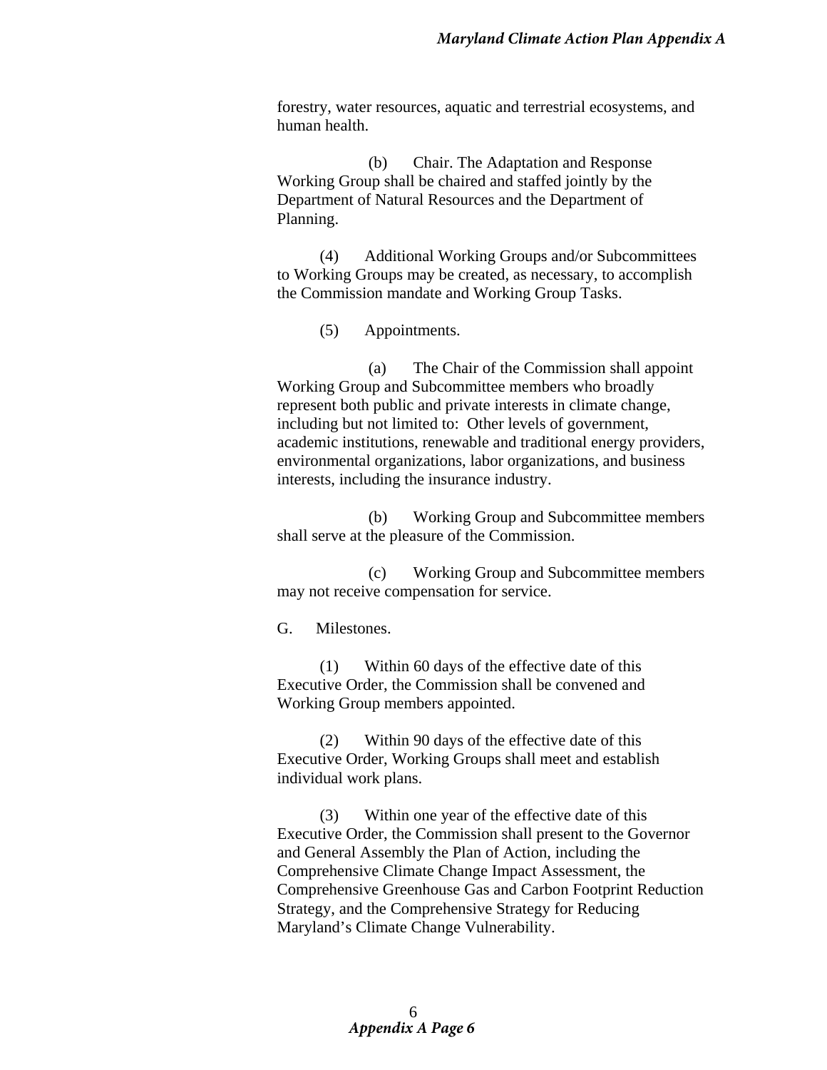forestry, water resources, aquatic and terrestrial ecosystems, and human health.

(b) Chair. The Adaptation and Response Working Group shall be chaired and staffed jointly by the Department of Natural Resources and the Department of Planning.

(4) Additional Working Groups and/or Subcommittees to Working Groups may be created, as necessary, to accomplish the Commission mandate and Working Group Tasks.

(5) Appointments.

(a) The Chair of the Commission shall appoint Working Group and Subcommittee members who broadly represent both public and private interests in climate change, including but not limited to: Other levels of government, academic institutions, renewable and traditional energy providers, environmental organizations, labor organizations, and business interests, including the insurance industry.

(b) Working Group and Subcommittee members shall serve at the pleasure of the Commission.

(c) Working Group and Subcommittee members may not receive compensation for service.

G. Milestones.

(1) Within 60 days of the effective date of this Executive Order, the Commission shall be convened and Working Group members appointed.

(2) Within 90 days of the effective date of this Executive Order, Working Groups shall meet and establish individual work plans.

(3) Within one year of the effective date of this Executive Order, the Commission shall present to the Governor and General Assembly the Plan of Action, including the Comprehensive Climate Change Impact Assessment, the Comprehensive Greenhouse Gas and Carbon Footprint Reduction Strategy, and the Comprehensive Strategy for Reducing Maryland's Climate Change Vulnerability.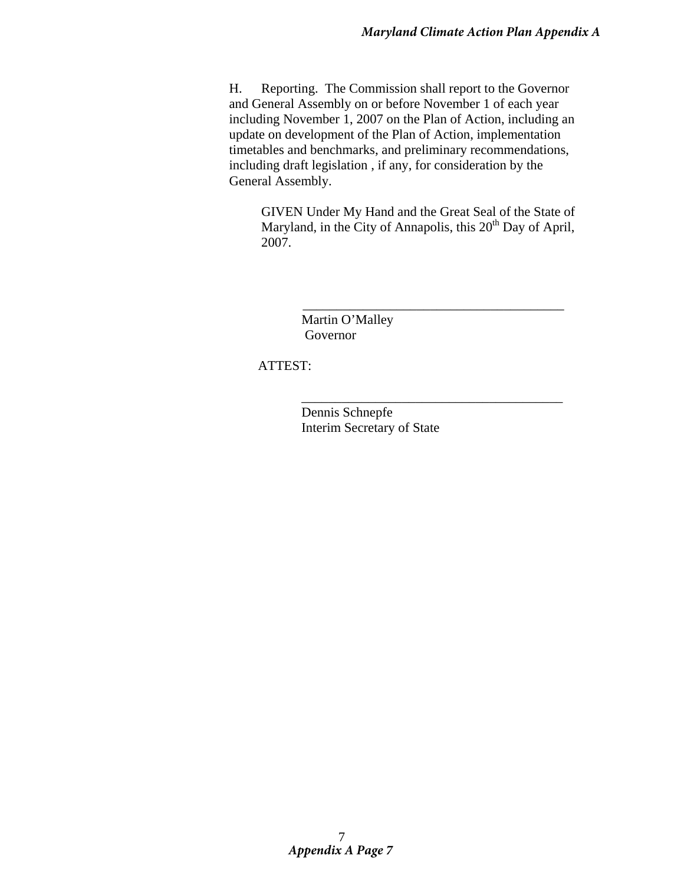H. Reporting. The Commission shall report to the Governor and General Assembly on or before November 1 of each year including November 1, 2007 on the Plan of Action, including an update on development of the Plan of Action, implementation timetables and benchmarks, and preliminary recommendations, including draft legislation , if any, for consideration by the General Assembly.

GIVEN Under My Hand and the Great Seal of the State of Maryland, in the City of Annapolis, this 20th Day of April, 2007.

\_\_\_\_\_\_\_\_\_\_\_\_\_\_\_\_\_\_\_\_\_\_\_\_\_\_\_\_\_\_\_\_\_\_\_\_\_\_\_

Martin O'Malley
Governor

ATTEST:

\_\_\_\_\_\_\_\_\_\_\_\_\_\_\_\_\_\_\_\_\_\_\_\_\_\_\_\_\_\_\_\_\_\_\_\_\_\_\_

Dennis Schnepfe
Interim Secretary of State